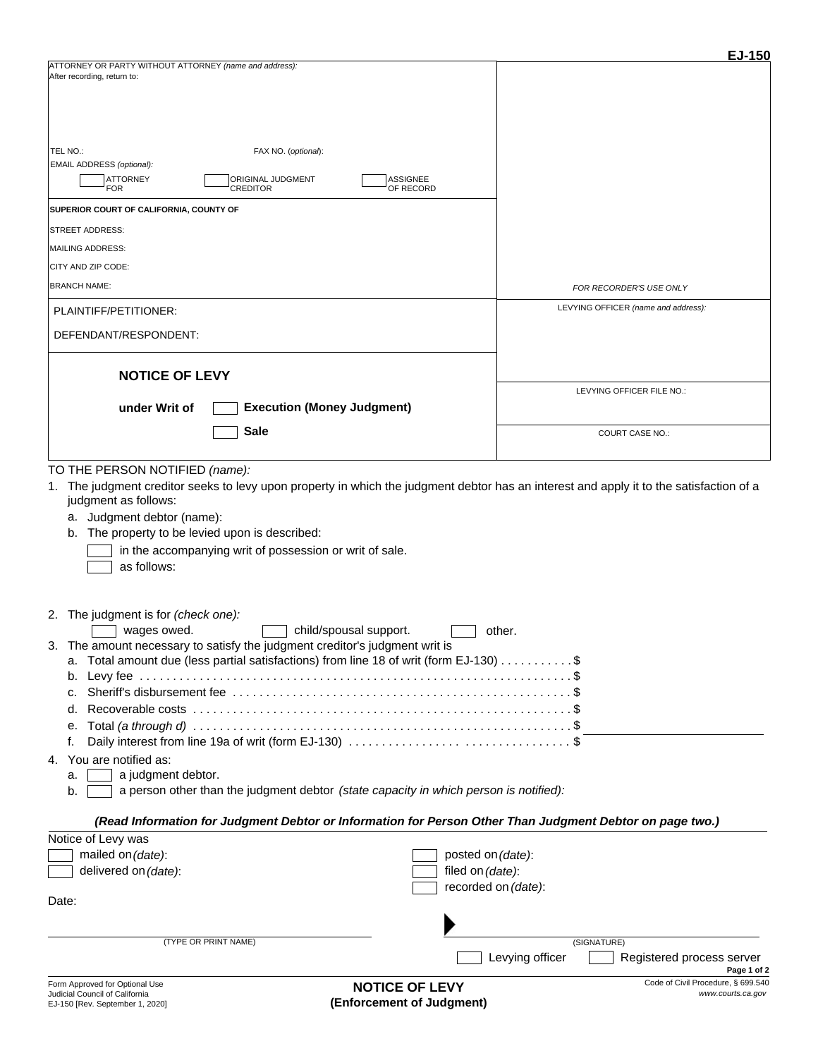EJ-150

ATTORNEY OR PARTY WITHOUT ATTORNEY *(name and address):*
After recording, return to:

TEL NO.: FAX NO. *(optional)*:
EMAIL ADDRESS *(optional)*:

☐ ATTORNEY FOR ☐ ORIGINAL JUDGMENT CREDITOR ☐ ASSIGNEE OF RECORD

**SUPERIOR COURT OF CALIFORNIA, COUNTY OF**
STREET ADDRESS:
MAILING ADDRESS:
CITY AND ZIP CODE:
BRANCH NAME:

*FOR RECORDER'S USE ONLY*

PLAINTIFF/PETITIONER:

DEFENDANT/RESPONDENT:

LEVYING OFFICER *(name and address)*:

## NOTICE OF LEVY

**under Writ of** ☐ **Execution (Money Judgment)**
☐ **Sale**

LEVYING OFFICER FILE NO.:

COURT CASE NO.:

TO THE PERSON NOTIFIED *(name):*

1. The judgment creditor seeks to levy upon property in which the judgment debtor has an interest and apply it to the satisfaction of a judgment as follows:
   a. Judgment debtor (name):
   b. The property to be levied upon is described:
      ☐ in the accompanying writ of possession or writ of sale.
      ☐ as follows:

2. The judgment is for *(check one):*
   ☐ wages owed. ☐ child/spousal support. ☐ other.

3. The amount necessary to satisfy the judgment creditor's judgment writ is
   a. Total amount due (less partial satisfactions) from line 18 of writ (form EJ-130) . . . . . . . . . . . $
   b. Levy fee . . . . . . . . . . . . . . . . . . . . . . . . . . . . . . . . . . . . . . . . . . . . . . . . . . . . . . . . . . . . . . $
   c. Sheriff's disbursement fee . . . . . . . . . . . . . . . . . . . . . . . . . . . . . . . . . . . . . . . . . . . . . . . . . $
   d. Recoverable costs . . . . . . . . . . . . . . . . . . . . . . . . . . . . . . . . . . . . . . . . . . . . . . . . . . . . . . . $
   e. Total *(a through d)* . . . . . . . . . . . . . . . . . . . . . . . . . . . . . . . . . . . . . . . . . . . . . . . . . . . . . . $
   f. Daily interest from line 19a of writ (form EJ-130) . . . . . . . . . . . . . . . . . . . . . . . . . . . . . . . . $

4. You are notified as:
   a. ☐ a judgment debtor.
   b. ☐ a person other than the judgment debtor *(state capacity in which person is notified):*

***(Read Information for Judgment Debtor or Information for Person Other Than Judgment Debtor on page two.)***

Notice of Levy was

☐ mailed on *(date)*: ☐ posted on *(date)*:
☐ delivered on *(date)*: ☐ filed on *(date)*:
☐ recorded on *(date)*:

Date:

(TYPE OR PRINT NAME) ▶ (SIGNATURE)

☐ Levying officer ☐ Registered process server

Form Approved for Optional Use
Judicial Council of California
EJ-150 [Rev. September 1, 2020]

**NOTICE OF LEVY**
**(Enforcement of Judgment)**

Code of Civil Procedure, § 699.540
*www.courts.ca.gov*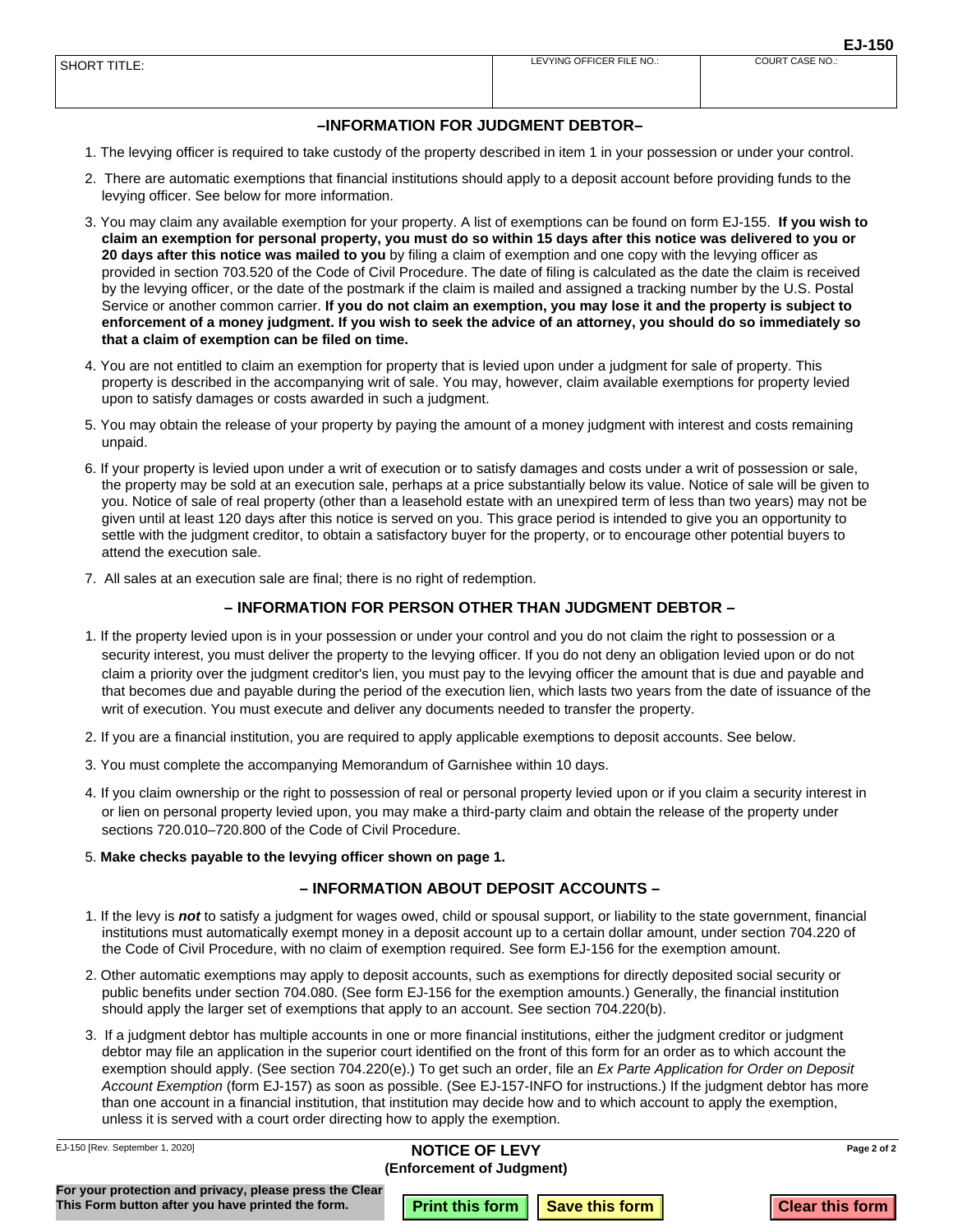| SHORT TITLE: | LEVYING OFFICER FILE NO.: | COURT CASE NO.: |
|---|---|---|
| | | |

## –INFORMATION FOR JUDGMENT DEBTOR–

1. The levying officer is required to take custody of the property described in item 1 in your possession or under your control.
2. There are automatic exemptions that financial institutions should apply to a deposit account before providing funds to the levying officer. See below for more information.
3. You may claim any available exemption for your property. A list of exemptions can be found on form EJ-155. **If you wish to claim an exemption for personal property, you must do so within 15 days after this notice was delivered to you or 20 days after this notice was mailed to you** by filing a claim of exemption and one copy with the levying officer as provided in section 703.520 of the Code of Civil Procedure. The date of filing is calculated as the date the claim is received by the levying officer, or the date of the postmark if the claim is mailed and assigned a tracking number by the U.S. Postal Service or another common carrier. **If you do not claim an exemption, you may lose it and the property is subject to enforcement of a money judgment. If you wish to seek the advice of an attorney, you should do so immediately so that a claim of exemption can be filed on time.**
4. You are not entitled to claim an exemption for property that is levied upon under a judgment for sale of property. This property is described in the accompanying writ of sale. You may, however, claim available exemptions for property levied upon to satisfy damages or costs awarded in such a judgment.
5. You may obtain the release of your property by paying the amount of a money judgment with interest and costs remaining unpaid.
6. If your property is levied upon under a writ of execution or to satisfy damages and costs under a writ of possession or sale, the property may be sold at an execution sale, perhaps at a price substantially below its value. Notice of sale will be given to you. Notice of sale of real property (other than a leasehold estate with an unexpired term of less than two years) may not be given until at least 120 days after this notice is served on you. This grace period is intended to give you an opportunity to settle with the judgment creditor, to obtain a satisfactory buyer for the property, or to encourage other potential buyers to attend the execution sale.
7. All sales at an execution sale are final; there is no right of redemption.

## – INFORMATION FOR PERSON OTHER THAN JUDGMENT DEBTOR –

1. If the property levied upon is in your possession or under your control and you do not claim the right to possession or a security interest, you must deliver the property to the levying officer. If you do not deny an obligation levied upon or do not claim a priority over the judgment creditor's lien, you must pay to the levying officer the amount that is due and payable and that becomes due and payable during the period of the execution lien, which lasts two years from the date of issuance of the writ of execution. You must execute and deliver any documents needed to transfer the property.
2. If you are a financial institution, you are required to apply applicable exemptions to deposit accounts. See below.
3. You must complete the accompanying Memorandum of Garnishee within 10 days.
4. If you claim ownership or the right to possession of real or personal property levied upon or if you claim a security interest in or lien on personal property levied upon, you may make a third-party claim and obtain the release of the property under sections 720.010–720.800 of the Code of Civil Procedure.
5. **Make checks payable to the levying officer shown on page 1.**

## – INFORMATION ABOUT DEPOSIT ACCOUNTS –

1. If the levy is ***not*** to satisfy a judgment for wages owed, child or spousal support, or liability to the state government, financial institutions must automatically exempt money in a deposit account up to a certain dollar amount, under section 704.220 of the Code of Civil Procedure, with no claim of exemption required. See form EJ-156 for the exemption amount.
2. Other automatic exemptions may apply to deposit accounts, such as exemptions for directly deposited social security or public benefits under section 704.080. (See form EJ-156 for the exemption amounts.) Generally, the financial institution should apply the larger set of exemptions that apply to an account. See section 704.220(b).
3. If a judgment debtor has multiple accounts in one or more financial institutions, either the judgment creditor or judgment debtor may file an application in the superior court identified on the front of this form for an order as to which account the exemption should apply. (See section 704.220(e).) To get such an order, file an *Ex Parte Application for Order on Deposit Account Exemption* (form EJ-157) as soon as possible. (See EJ-157-INFO for instructions.) If the judgment debtor has more than one account in a financial institution, that institution may decide how and to which account to apply the exemption, unless it is served with a court order directing how to apply the exemption.

EJ-150 [Rev. September 1, 2020]

**NOTICE OF LEVY**
**(Enforcement of Judgment)**

**For your protection and privacy, please press the Clear This Form button after you have printed the form.**

Print this form | Save this form | Clear this form